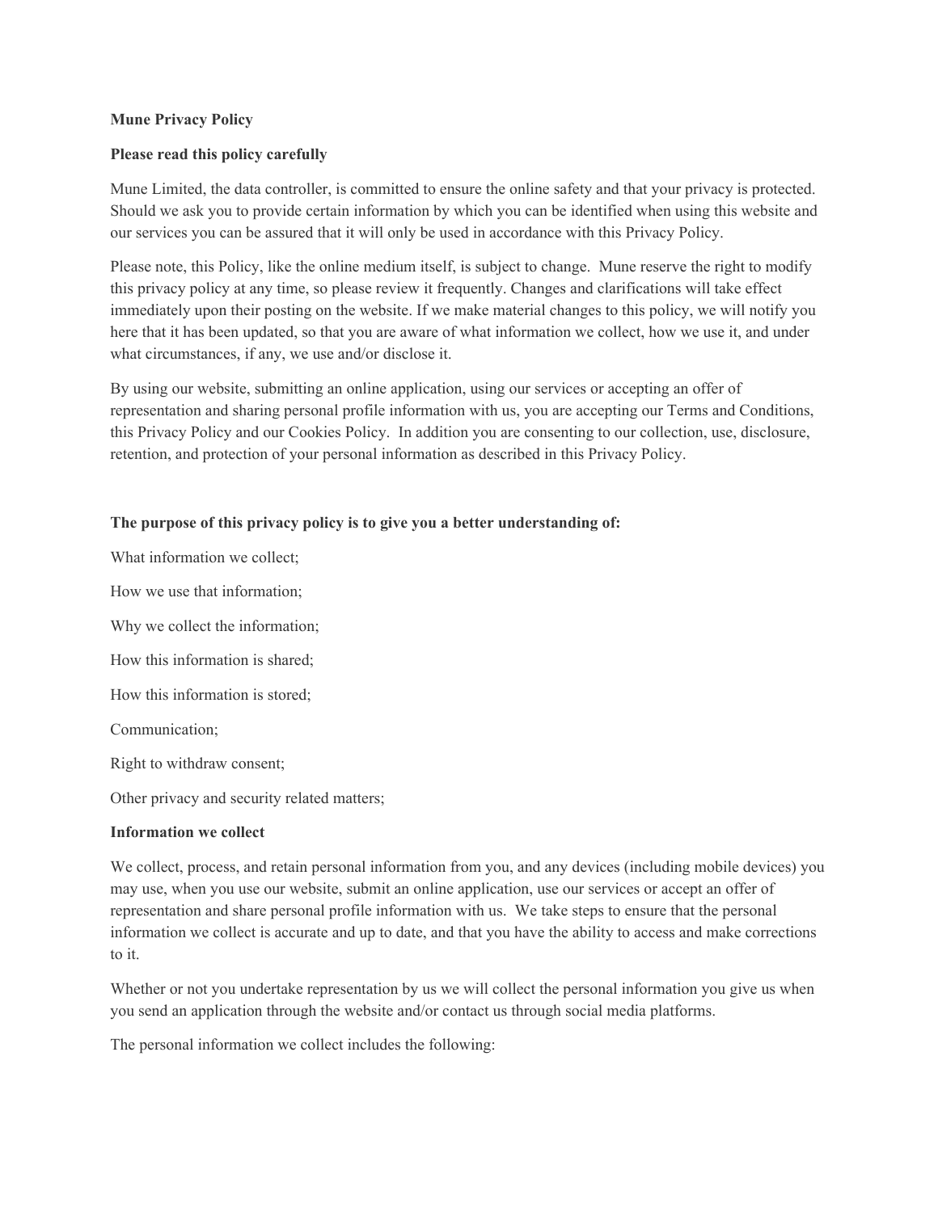# Mune Privacy Policy

**Please read this policy carefully**

Mune Limited, the data controller, is committed to ensure the online safety and that your privacy is protected. Should we ask you to provide certain information by which you can be identified when using this website and our services you can be assured that it will only be used in accordance with this Privacy Policy.

Please note, this Policy, like the online medium itself, is subject to change. Mune reserve the right to modify this privacy policy at any time, so please review it frequently. Changes and clarifications will take effect immediately upon their posting on the website. If we make material changes to this policy, we will notify you here that it has been updated, so that you are aware of what information we collect, how we use it, and under what circumstances, if any, we use and/or disclose it.

By using our website, submitting an online application, using our services or accepting an offer of representation and sharing personal profile information with us, you are accepting our Terms and Conditions, this Privacy Policy and our Cookies Policy. In addition you are consenting to our collection, use, disclosure, retention, and protection of your personal information as described in this Privacy Policy.

**The purpose of this privacy policy is to give you a better understanding of:**

What information we collect;

How we use that information;

Why we collect the information;

How this information is shared;

How this information is stored;

Communication;

Right to withdraw consent;

Other privacy and security related matters;

## Information we collect

We collect, process, and retain personal information from you, and any devices (including mobile devices) you may use, when you use our website, submit an online application, use our services or accept an offer of representation and share personal profile information with us. We take steps to ensure that the personal information we collect is accurate and up to date, and that you have the ability to access and make corrections to it.

Whether or not you undertake representation by us we will collect the personal information you give us when you send an application through the website and/or contact us through social media platforms.

The personal information we collect includes the following: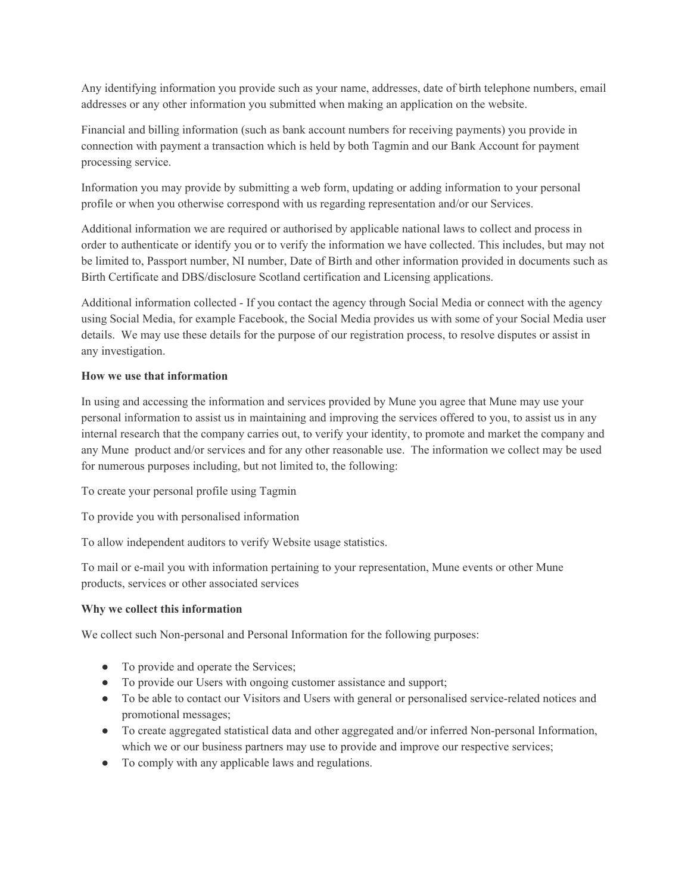Any identifying information you provide such as your name, addresses, date of birth telephone numbers, email addresses or any other information you submitted when making an application on the website.

Financial and billing information (such as bank account numbers for receiving payments) you provide in connection with payment a transaction which is held by both Tagmin and our Bank Account for payment processing service.

Information you may provide by submitting a web form, updating or adding information to your personal profile or when you otherwise correspond with us regarding representation and/or our Services.

Additional information we are required or authorised by applicable national laws to collect and process in order to authenticate or identify you or to verify the information we have collected. This includes, but may not be limited to, Passport number, NI number, Date of Birth and other information provided in documents such as Birth Certificate and DBS/disclosure Scotland certification and Licensing applications.

Additional information collected - If you contact the agency through Social Media or connect with the agency using Social Media, for example Facebook, the Social Media provides us with some of your Social Media user details. We may use these details for the purpose of our registration process, to resolve disputes or assist in any investigation.

**How we use that information**

In using and accessing the information and services provided by Mune you agree that Mune may use your personal information to assist us in maintaining and improving the services offered to you, to assist us in any internal research that the company carries out, to verify your identity, to promote and market the company and any Mune product and/or services and for any other reasonable use. The information we collect may be used for numerous purposes including, but not limited to, the following:

To create your personal profile using Tagmin

To provide you with personalised information

To allow independent auditors to verify Website usage statistics.

To mail or e-mail you with information pertaining to your representation, Mune events or other Mune products, services or other associated services

**Why we collect this information**

We collect such Non-personal and Personal Information for the following purposes:

- To provide and operate the Services;
- To provide our Users with ongoing customer assistance and support;
- To be able to contact our Visitors and Users with general or personalised service-related notices and promotional messages;
- To create aggregated statistical data and other aggregated and/or inferred Non-personal Information, which we or our business partners may use to provide and improve our respective services;
- To comply with any applicable laws and regulations.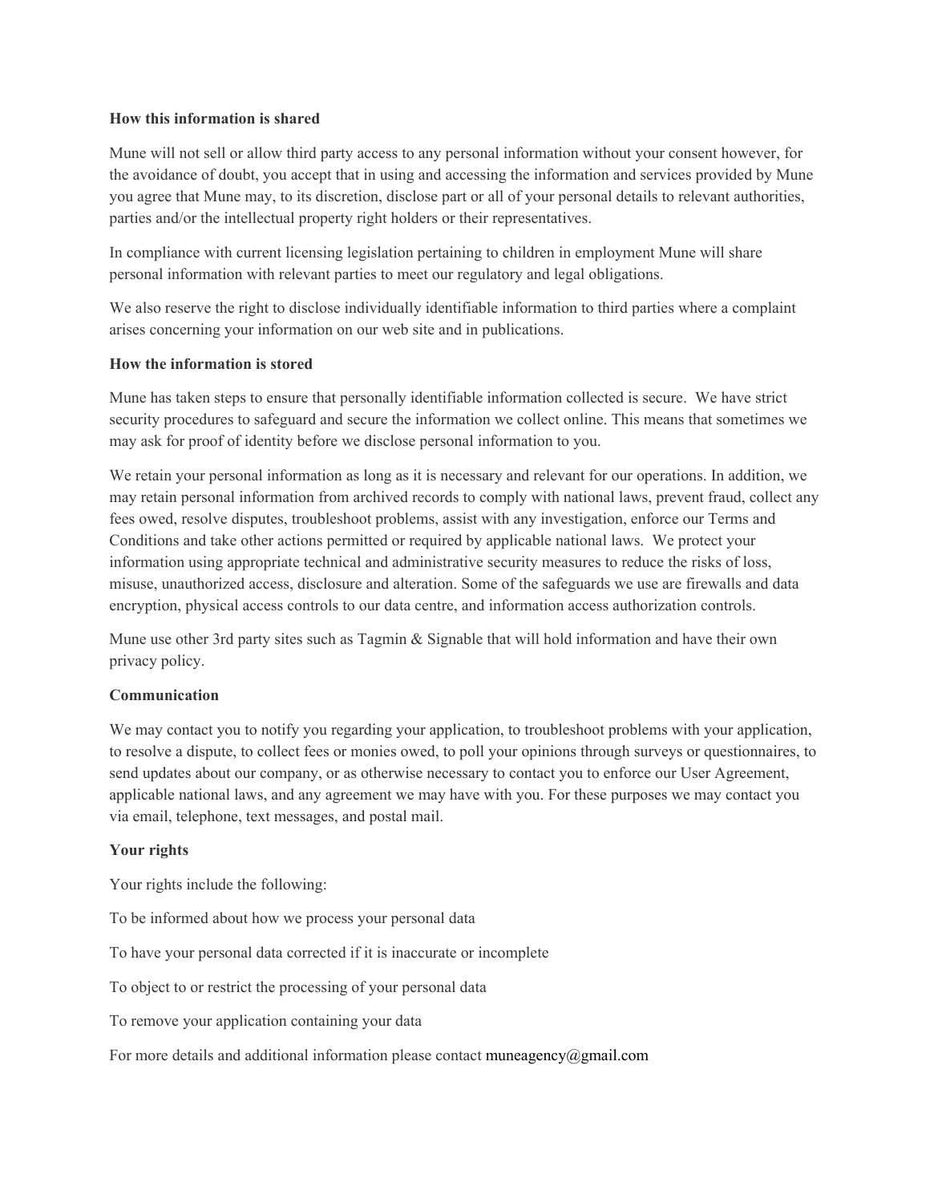**How this information is shared**

Mune will not sell or allow third party access to any personal information without your consent however, for the avoidance of doubt, you accept that in using and accessing the information and services provided by Mune you agree that Mune may, to its discretion, disclose part or all of your personal details to relevant authorities, parties and/or the intellectual property right holders or their representatives.

In compliance with current licensing legislation pertaining to children in employment Mune will share personal information with relevant parties to meet our regulatory and legal obligations.

We also reserve the right to disclose individually identifiable information to third parties where a complaint arises concerning your information on our web site and in publications.

**How the information is stored**

Mune has taken steps to ensure that personally identifiable information collected is secure. We have strict security procedures to safeguard and secure the information we collect online. This means that sometimes we may ask for proof of identity before we disclose personal information to you.

We retain your personal information as long as it is necessary and relevant for our operations. In addition, we may retain personal information from archived records to comply with national laws, prevent fraud, collect any fees owed, resolve disputes, troubleshoot problems, assist with any investigation, enforce our Terms and Conditions and take other actions permitted or required by applicable national laws. We protect your information using appropriate technical and administrative security measures to reduce the risks of loss, misuse, unauthorized access, disclosure and alteration. Some of the safeguards we use are firewalls and data encryption, physical access controls to our data centre, and information access authorization controls.

Mune use other 3rd party sites such as Tagmin & Signable that will hold information and have their own privacy policy.

**Communication**

We may contact you to notify you regarding your application, to troubleshoot problems with your application, to resolve a dispute, to collect fees or monies owed, to poll your opinions through surveys or questionnaires, to send updates about our company, or as otherwise necessary to contact you to enforce our User Agreement, applicable national laws, and any agreement we may have with you. For these purposes we may contact you via email, telephone, text messages, and postal mail.

**Your rights**

Your rights include the following:

To be informed about how we process your personal data

To have your personal data corrected if it is inaccurate or incomplete

To object to or restrict the processing of your personal data

To remove your application containing your data

For more details and additional information please contact muneagency@gmail.com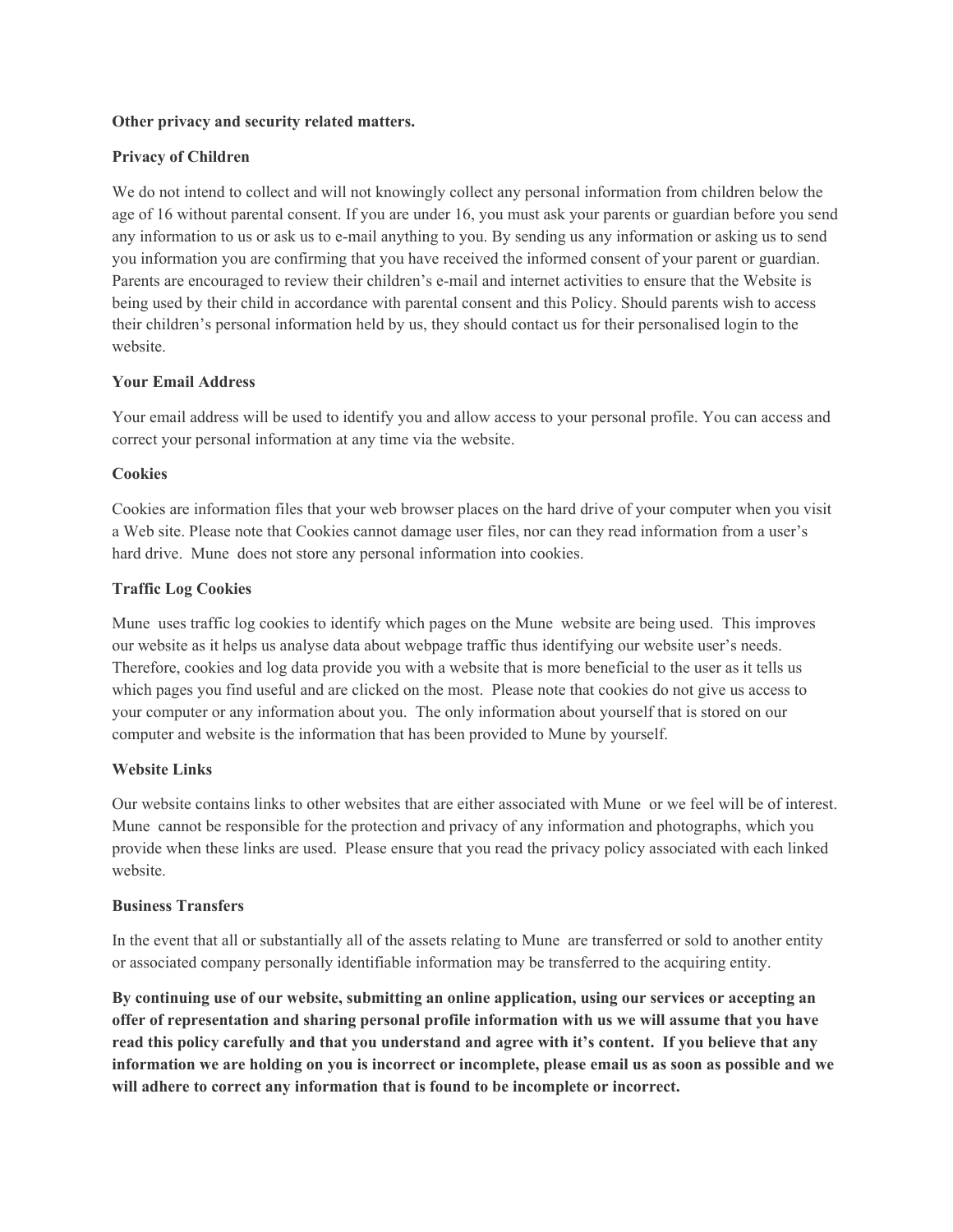**Other privacy and security related matters.**

**Privacy of Children**

We do not intend to collect and will not knowingly collect any personal information from children below the age of 16 without parental consent. If you are under 16, you must ask your parents or guardian before you send any information to us or ask us to e-mail anything to you. By sending us any information or asking us to send you information you are confirming that you have received the informed consent of your parent or guardian. Parents are encouraged to review their children's e-mail and internet activities to ensure that the Website is being used by their child in accordance with parental consent and this Policy. Should parents wish to access their children's personal information held by us, they should contact us for their personalised login to the website.

**Your Email Address**

Your email address will be used to identify you and allow access to your personal profile. You can access and correct your personal information at any time via the website.

**Cookies**

Cookies are information files that your web browser places on the hard drive of your computer when you visit a Web site. Please note that Cookies cannot damage user files, nor can they read information from a user's hard drive. Mune does not store any personal information into cookies.

**Traffic Log Cookies**

Mune uses traffic log cookies to identify which pages on the Mune website are being used. This improves our website as it helps us analyse data about webpage traffic thus identifying our website user's needs. Therefore, cookies and log data provide you with a website that is more beneficial to the user as it tells us which pages you find useful and are clicked on the most. Please note that cookies do not give us access to your computer or any information about you. The only information about yourself that is stored on our computer and website is the information that has been provided to Mune by yourself.

**Website Links**

Our website contains links to other websites that are either associated with Mune or we feel will be of interest. Mune cannot be responsible for the protection and privacy of any information and photographs, which you provide when these links are used. Please ensure that you read the privacy policy associated with each linked website.

**Business Transfers**

In the event that all or substantially all of the assets relating to Mune are transferred or sold to another entity or associated company personally identifiable information may be transferred to the acquiring entity.

**By continuing use of our website, submitting an online application, using our services or accepting an offer of representation and sharing personal profile information with us we will assume that you have read this policy carefully and that you understand and agree with it's content. If you believe that any information we are holding on you is incorrect or incomplete, please email us as soon as possible and we will adhere to correct any information that is found to be incomplete or incorrect.**